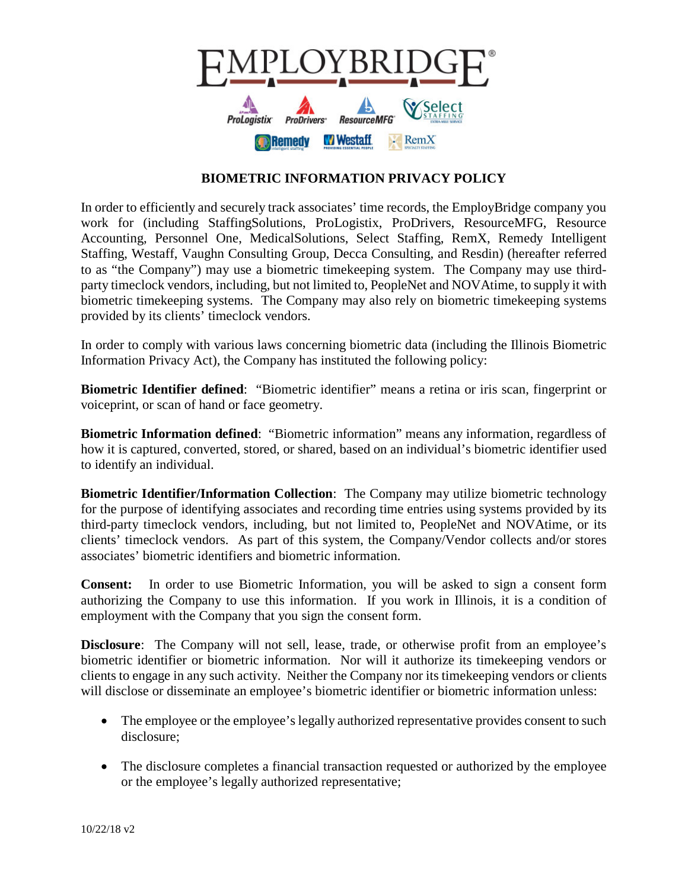# EMPLOYBRIDGE®

ProLogistix ProDrivers ResourceMFG Select Staffing Remedy Westaff RemX

## BIOMETRIC INFORMATION PRIVACY POLICY

In order to efficiently and securely track associates' time records, the EmployBridge company you work for (including StaffingSolutions, ProLogistix, ProDrivers, ResourceMFG, Resource Accounting, Personnel One, MedicalSolutions, Select Staffing, RemX, Remedy Intelligent Staffing, Westaff, Vaughn Consulting Group, Decca Consulting, and Resdin) (hereafter referred to as "the Company") may use a biometric timekeeping system. The Company may use third-party timeclock vendors, including, but not limited to, PeopleNet and NOVAtime, to supply it with biometric timekeeping systems. The Company may also rely on biometric timekeeping systems provided by its clients' timeclock vendors.

In order to comply with various laws concerning biometric data (including the Illinois Biometric Information Privacy Act), the Company has instituted the following policy:

**Biometric Identifier defined**: "Biometric identifier" means a retina or iris scan, fingerprint or voiceprint, or scan of hand or face geometry.

**Biometric Information defined**: "Biometric information" means any information, regardless of how it is captured, converted, stored, or shared, based on an individual's biometric identifier used to identify an individual.

**Biometric Identifier/Information Collection**: The Company may utilize biometric technology for the purpose of identifying associates and recording time entries using systems provided by its third-party timeclock vendors, including, but not limited to, PeopleNet and NOVAtime, or its clients' timeclock vendors. As part of this system, the Company/Vendor collects and/or stores associates' biometric identifiers and biometric information.

**Consent:** In order to use Biometric Information, you will be asked to sign a consent form authorizing the Company to use this information. If you work in Illinois, it is a condition of employment with the Company that you sign the consent form.

**Disclosure**: The Company will not sell, lease, trade, or otherwise profit from an employee's biometric identifier or biometric information. Nor will it authorize its timekeeping vendors or clients to engage in any such activity. Neither the Company nor its timekeeping vendors or clients will disclose or disseminate an employee's biometric identifier or biometric information unless:

- The employee or the employee's legally authorized representative provides consent to such disclosure;
- The disclosure completes a financial transaction requested or authorized by the employee or the employee's legally authorized representative;

10/22/18 v2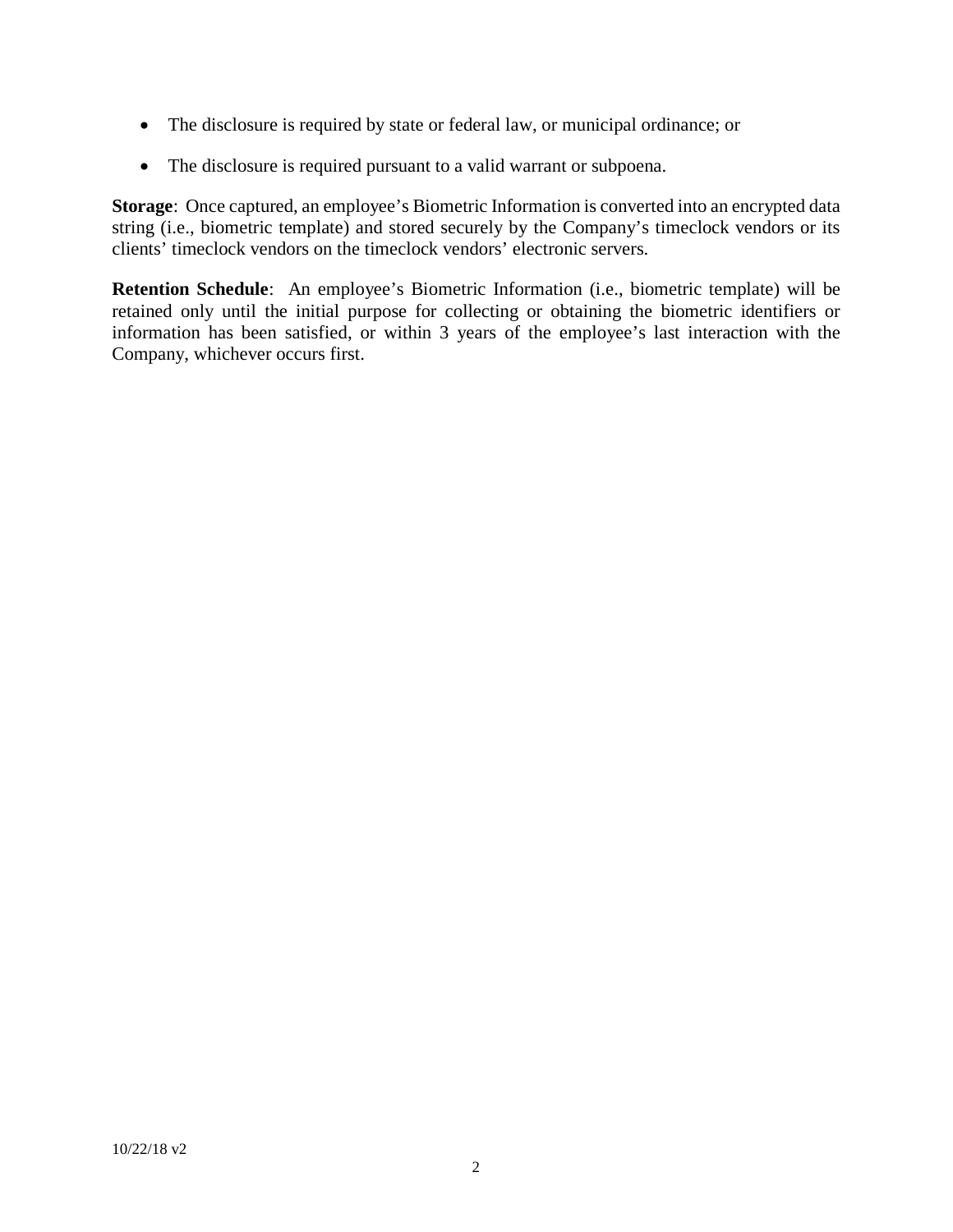- The disclosure is required by state or federal law, or municipal ordinance; or
- The disclosure is required pursuant to a valid warrant or subpoena.

**Storage**: Once captured, an employee's Biometric Information is converted into an encrypted data string (i.e., biometric template) and stored securely by the Company's timeclock vendors or its clients' timeclock vendors on the timeclock vendors' electronic servers.

**Retention Schedule**: An employee's Biometric Information (i.e., biometric template) will be retained only until the initial purpose for collecting or obtaining the biometric identifiers or information has been satisfied, or within 3 years of the employee's last interaction with the Company, whichever occurs first.